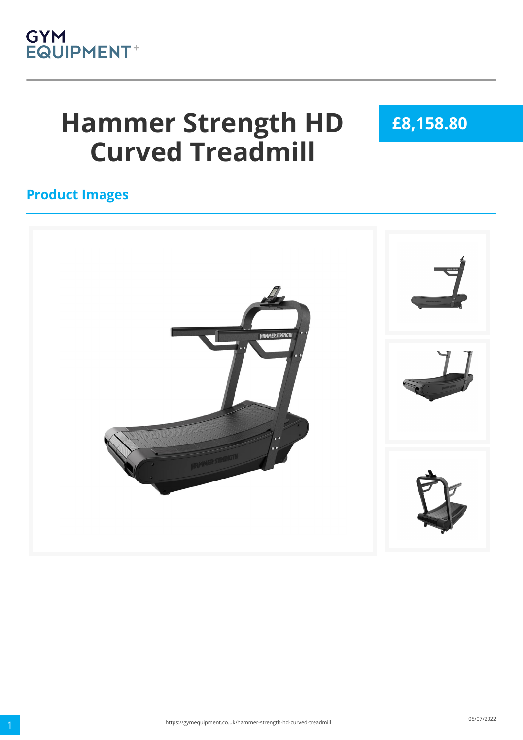GYM
EQUIPMENT+

# Hammer Strength HD Curved Treadmill

**£8,158.80**

## Product Images

https://gymequipment.co.uk/hammer-strength-hd-curved-treadmill

05/07/2022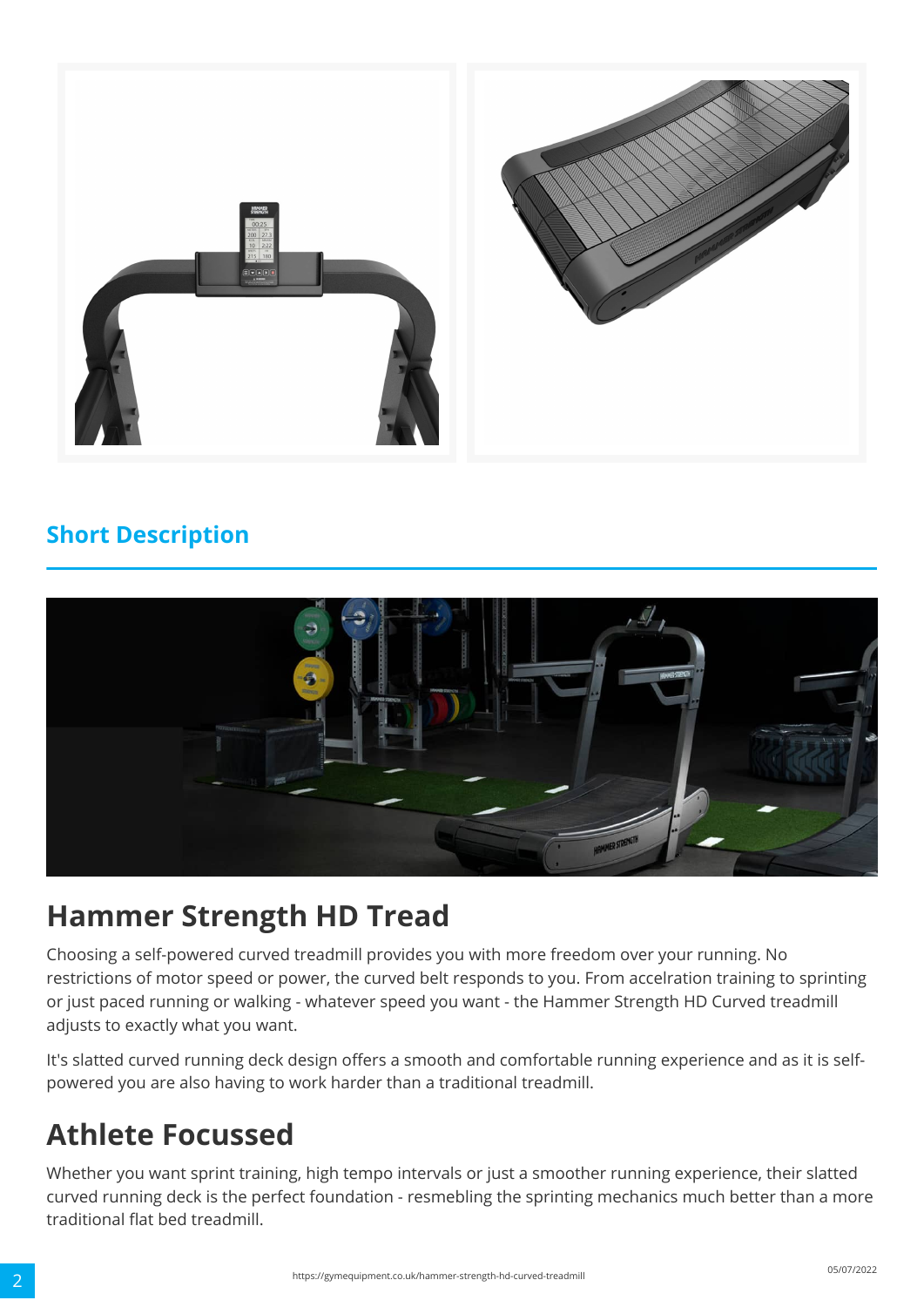## Short Description

# Hammer Strength HD Tread

Choosing a self-powered curved treadmill provides you with more freedom over your running. No restrictions of motor speed or power, the curved belt responds to you. From accelration training to sprinting or just paced running or walking - whatever speed you want - the Hammer Strength HD Curved treadmill adjusts to exactly what you want.

It's slatted curved running deck design offers a smooth and comfortable running experience and as it is self-powered you are also having to work harder than a traditional treadmill.

# Athlete Focussed

Whether you want sprint training, high tempo intervals or just a smoother running experience, their slatted curved running deck is the perfect foundation - resmebling the sprinting mechanics much better than a more traditional flat bed treadmill.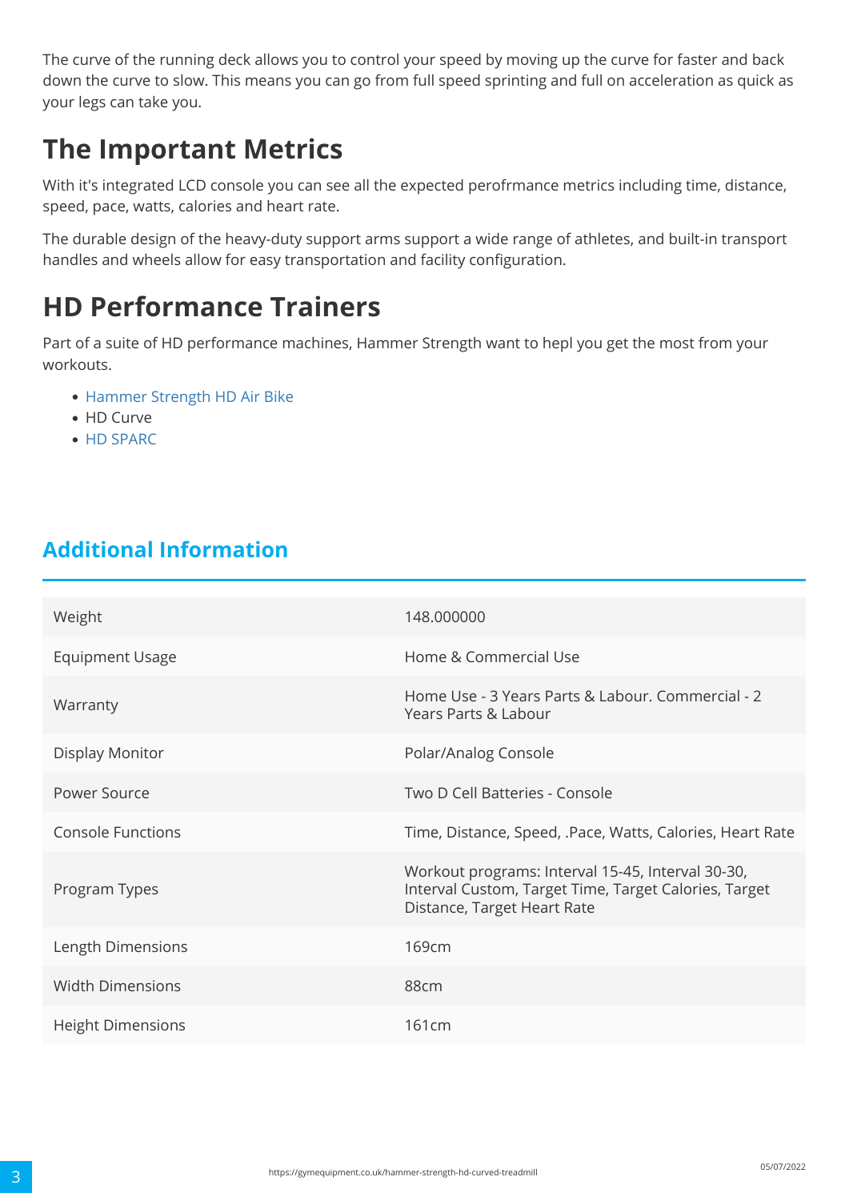The curve of the running deck allows you to control your speed by moving up the curve for faster and back down the curve to slow. This means you can go from full speed sprinting and full on acceleration as quick as your legs can take you.

## The Important Metrics

With it's integrated LCD console you can see all the expected perofrmance metrics including time, distance, speed, pace, watts, calories and heart rate.

The durable design of the heavy-duty support arms support a wide range of athletes, and built-in transport handles and wheels allow for easy transportation and facility configuration.

## HD Performance Trainers

Part of a suite of HD performance machines, Hammer Strength want to hepl you get the most from your workouts.

- Hammer Strength HD Air Bike
- HD Curve
- HD SPARC

## Additional Information

| | |
|---|---|
| Weight | 148.000000 |
| Equipment Usage | Home & Commercial Use |
| Warranty | Home Use - 3 Years Parts & Labour. Commercial - 2 Years Parts & Labour |
| Display Monitor | Polar/Analog Console |
| Power Source | Two D Cell Batteries - Console |
| Console Functions | Time, Distance, Speed, .Pace, Watts, Calories, Heart Rate |
| Program Types | Workout programs: Interval 15-45, Interval 30-30, Interval Custom, Target Time, Target Calories, Target Distance, Target Heart Rate |
| Length Dimensions | 169cm |
| Width Dimensions | 88cm |
| Height Dimensions | 161cm |